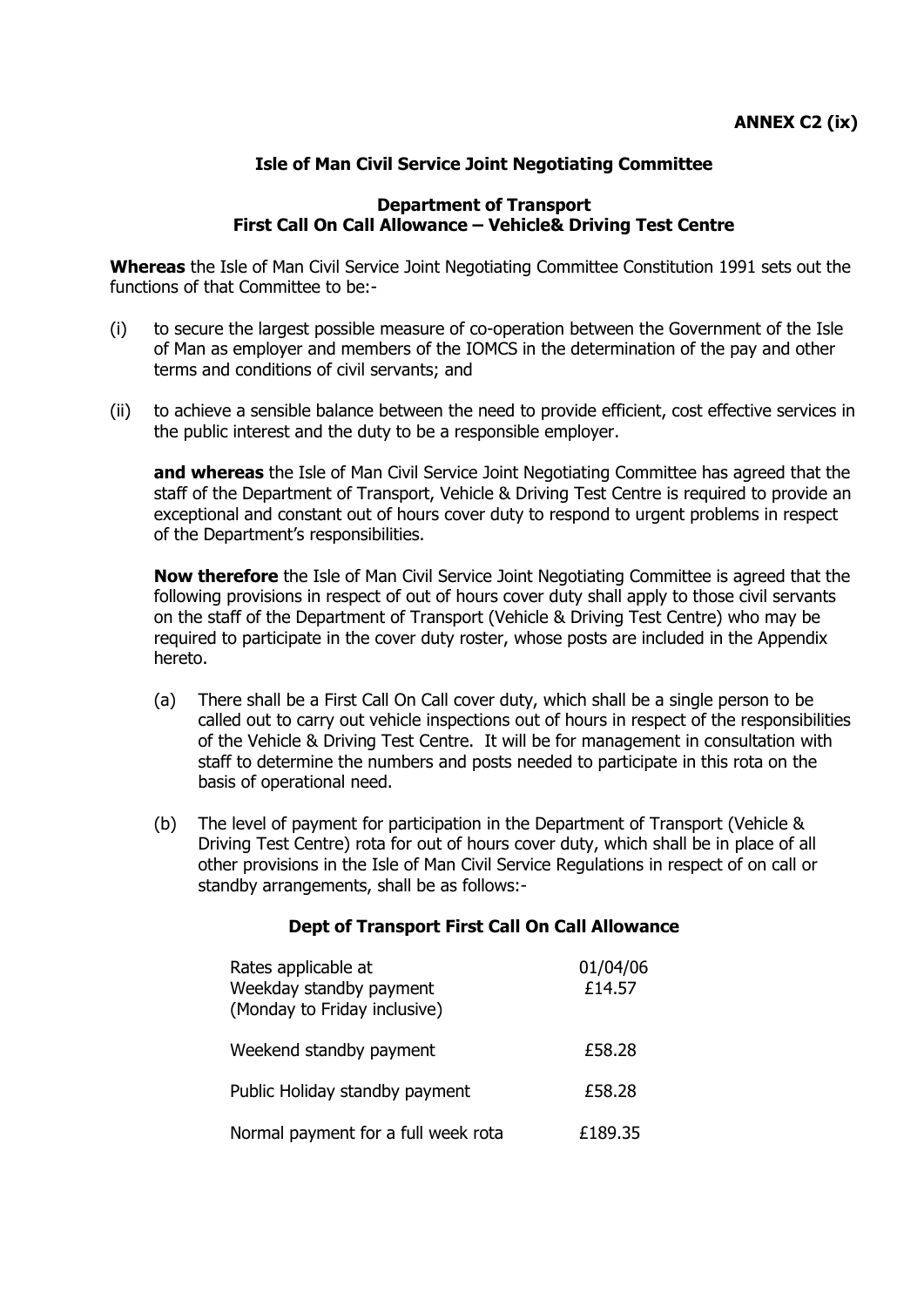**ANNEX C2 (ix)**

## Isle of Man Civil Service Joint Negotiating Committee

### Department of Transport
### First Call On Call Allowance – Vehicle& Driving Test Centre

**Whereas** the Isle of Man Civil Service Joint Negotiating Committee Constitution 1991 sets out the functions of that Committee to be:-

(i) to secure the largest possible measure of co-operation between the Government of the Isle of Man as employer and members of the IOMCS in the determination of the pay and other terms and conditions of civil servants; and

(ii) to achieve a sensible balance between the need to provide efficient, cost effective services in the public interest and the duty to be a responsible employer.

**and whereas** the Isle of Man Civil Service Joint Negotiating Committee has agreed that the staff of the Department of Transport, Vehicle & Driving Test Centre is required to provide an exceptional and constant out of hours cover duty to respond to urgent problems in respect of the Department's responsibilities.

**Now therefore** the Isle of Man Civil Service Joint Negotiating Committee is agreed that the following provisions in respect of out of hours cover duty shall apply to those civil servants on the staff of the Department of Transport (Vehicle & Driving Test Centre) who may be required to participate in the cover duty roster, whose posts are included in the Appendix hereto.

(a) There shall be a First Call On Call cover duty, which shall be a single person to be called out to carry out vehicle inspections out of hours in respect of the responsibilities of the Vehicle & Driving Test Centre. It will be for management in consultation with staff to determine the numbers and posts needed to participate in this rota on the basis of operational need.

(b) The level of payment for participation in the Department of Transport (Vehicle & Driving Test Centre) rota for out of hours cover duty, which shall be in place of all other provisions in the Isle of Man Civil Service Regulations in respect of on call or standby arrangements, shall be as follows:-

**Dept of Transport First Call On Call Allowance**

| Rates applicable at | 01/04/06 |
|---|---|
| Weekday standby payment (Monday to Friday inclusive) | £14.57 |
| Weekend standby payment | £58.28 |
| Public Holiday standby payment | £58.28 |
| Normal payment for a full week rota | £189.35 |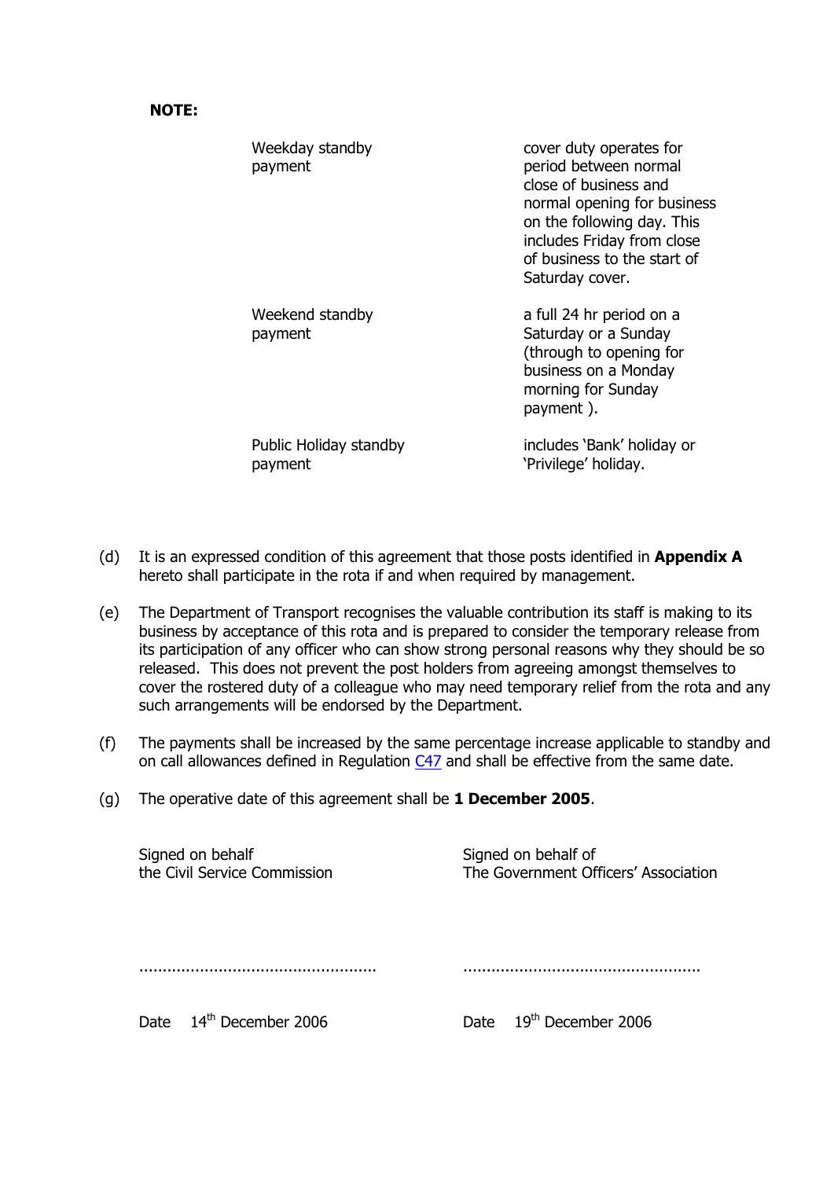**NOTE:**

| | |
|---|---|
| Weekday standby payment | cover duty operates for period between normal close of business and normal opening for business on the following day. This includes Friday from close of business to the start of Saturday cover. |
| Weekend standby payment | a full 24 hr period on a Saturday or a Sunday (through to opening for business on a Monday morning for Sunday payment ). |
| Public Holiday standby payment | includes 'Bank' holiday or 'Privilege' holiday. |

(d) It is an expressed condition of this agreement that those posts identified in **Appendix A** hereto shall participate in the rota if and when required by management.

(e) The Department of Transport recognises the valuable contribution its staff is making to its business by acceptance of this rota and is prepared to consider the temporary release from its participation of any officer who can show strong personal reasons why they should be so released. This does not prevent the post holders from agreeing amongst themselves to cover the rostered duty of a colleague who may need temporary relief from the rota and any such arrangements will be endorsed by the Department.

(f) The payments shall be increased by the same percentage increase applicable to standby and on call allowances defined in Regulation C47 and shall be effective from the same date.

(g) The operative date of this agreement shall be **1 December 2005**.

| | |
|---|---|
| Signed on behalf the Civil Service Commission | Signed on behalf of The Government Officers' Association |
| .................................................. | .................................................. |
| Date 14th December 2006 | Date 19th December 2006 |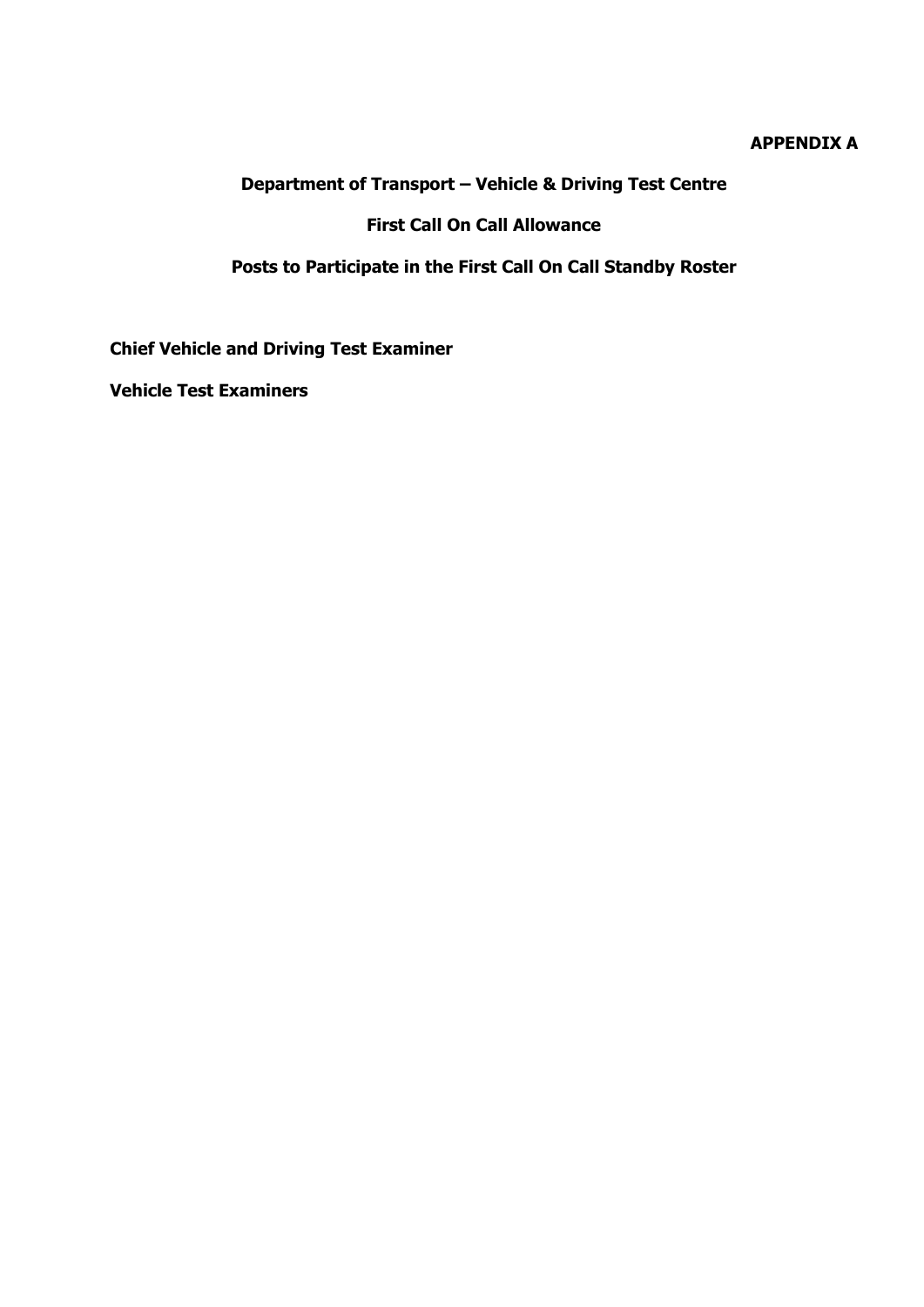**APPENDIX A**

## Department of Transport – Vehicle & Driving Test Centre

## First Call On Call Allowance

## Posts to Participate in the First Call On Call Standby Roster

**Chief Vehicle and Driving Test Examiner**

**Vehicle Test Examiners**